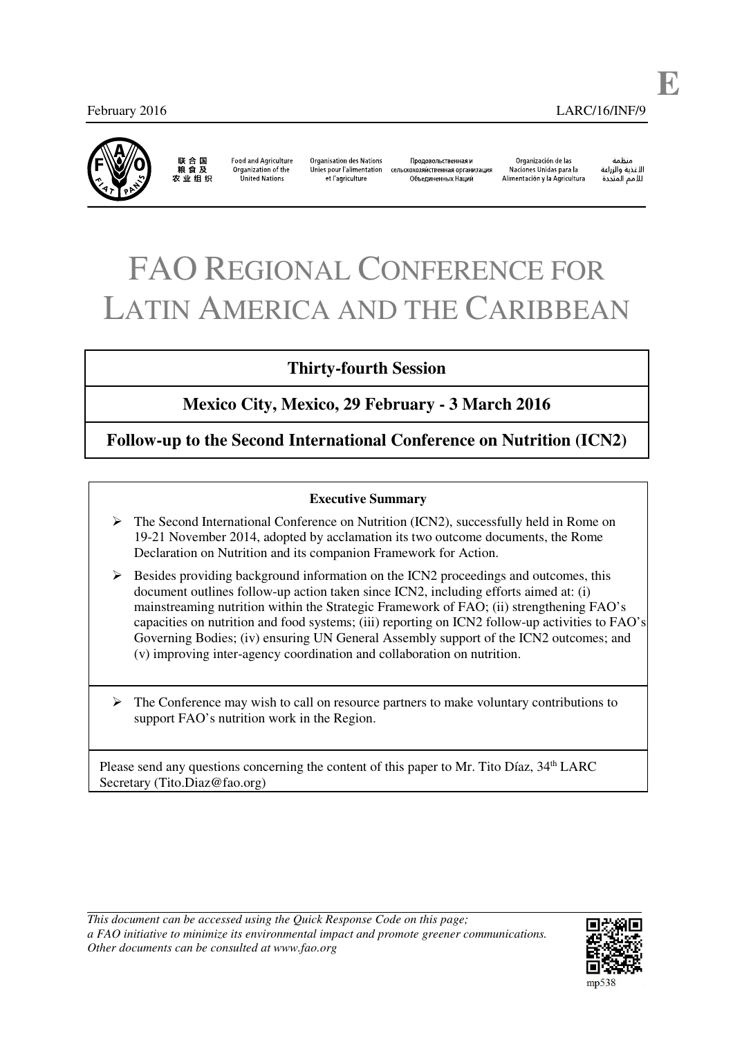E

February 2016 LARC/16/INF/9

联合国粮食及农业组织 | Food and Agriculture Organization of the United Nations | Organisation des Nations Unies pour l'alimentation et l'agriculture | Продовольственная и сельскохозяйственная организация Объединенных Наций | Organización de las Naciones Unidas para la Alimentación y la Agricultura | منظمة الأغذية والزراعة للأمم المتحدة

# FAO REGIONAL CONFERENCE FOR LATIN AMERICA AND THE CARIBBEAN

## Thirty-fourth Session

## Mexico City, Mexico, 29 February - 3 March 2016

## Follow-up to the Second International Conference on Nutrition (ICN2)

**Executive Summary**

- The Second International Conference on Nutrition (ICN2), successfully held in Rome on 19-21 November 2014, adopted by acclamation its two outcome documents, the Rome Declaration on Nutrition and its companion Framework for Action.
- Besides providing background information on the ICN2 proceedings and outcomes, this document outlines follow-up action taken since ICN2, including efforts aimed at: (i) mainstreaming nutrition within the Strategic Framework of FAO; (ii) strengthening FAO's capacities on nutrition and food systems; (iii) reporting on ICN2 follow-up activities to FAO's Governing Bodies; (iv) ensuring UN General Assembly support of the ICN2 outcomes; and (v) improving inter-agency coordination and collaboration on nutrition.

- The Conference may wish to call on resource partners to make voluntary contributions to support FAO's nutrition work in the Region.

Please send any questions concerning the content of this paper to Mr. Tito Díaz, 34th LARC Secretary (Tito.Diaz@fao.org)

*This document can be accessed using the Quick Response Code on this page; a FAO initiative to minimize its environmental impact and promote greener communications. Other documents can be consulted at www.fao.org*

mp538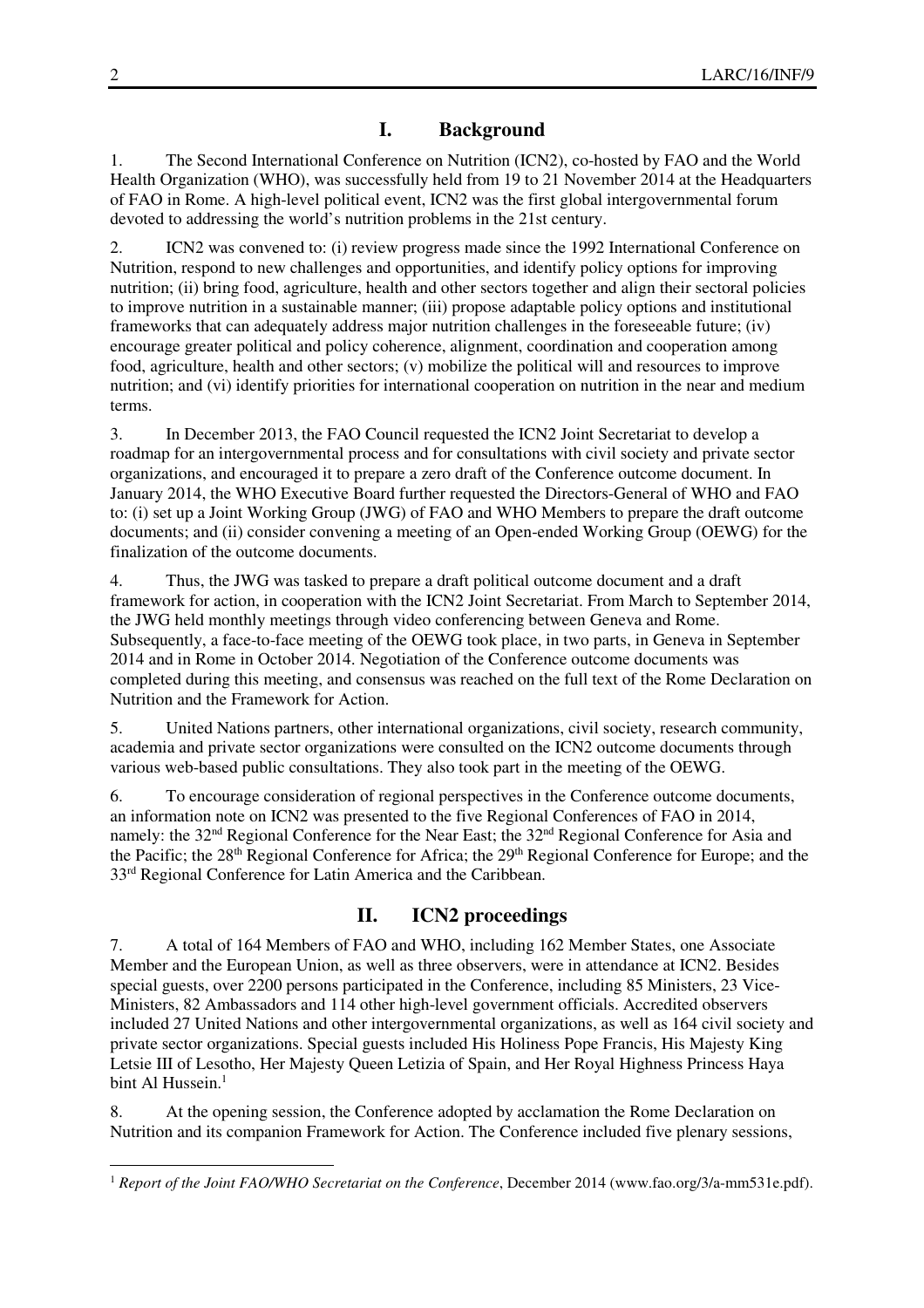## I. Background

1. The Second International Conference on Nutrition (ICN2), co-hosted by FAO and the World Health Organization (WHO), was successfully held from 19 to 21 November 2014 at the Headquarters of FAO in Rome. A high-level political event, ICN2 was the first global intergovernmental forum devoted to addressing the world's nutrition problems in the 21st century.

2. ICN2 was convened to: (i) review progress made since the 1992 International Conference on Nutrition, respond to new challenges and opportunities, and identify policy options for improving nutrition; (ii) bring food, agriculture, health and other sectors together and align their sectoral policies to improve nutrition in a sustainable manner; (iii) propose adaptable policy options and institutional frameworks that can adequately address major nutrition challenges in the foreseeable future; (iv) encourage greater political and policy coherence, alignment, coordination and cooperation among food, agriculture, health and other sectors; (v) mobilize the political will and resources to improve nutrition; and (vi) identify priorities for international cooperation on nutrition in the near and medium terms.

3. In December 2013, the FAO Council requested the ICN2 Joint Secretariat to develop a roadmap for an intergovernmental process and for consultations with civil society and private sector organizations, and encouraged it to prepare a zero draft of the Conference outcome document. In January 2014, the WHO Executive Board further requested the Directors-General of WHO and FAO to: (i) set up a Joint Working Group (JWG) of FAO and WHO Members to prepare the draft outcome documents; and (ii) consider convening a meeting of an Open-ended Working Group (OEWG) for the finalization of the outcome documents.

4. Thus, the JWG was tasked to prepare a draft political outcome document and a draft framework for action, in cooperation with the ICN2 Joint Secretariat. From March to September 2014, the JWG held monthly meetings through video conferencing between Geneva and Rome. Subsequently, a face-to-face meeting of the OEWG took place, in two parts, in Geneva in September 2014 and in Rome in October 2014. Negotiation of the Conference outcome documents was completed during this meeting, and consensus was reached on the full text of the Rome Declaration on Nutrition and the Framework for Action.

5. United Nations partners, other international organizations, civil society, research community, academia and private sector organizations were consulted on the ICN2 outcome documents through various web-based public consultations. They also took part in the meeting of the OEWG.

6. To encourage consideration of regional perspectives in the Conference outcome documents, an information note on ICN2 was presented to the five Regional Conferences of FAO in 2014, namely: the 32nd Regional Conference for the Near East; the 32nd Regional Conference for Asia and the Pacific; the 28th Regional Conference for Africa; the 29th Regional Conference for Europe; and the 33rd Regional Conference for Latin America and the Caribbean.

## II. ICN2 proceedings

7. A total of 164 Members of FAO and WHO, including 162 Member States, one Associate Member and the European Union, as well as three observers, were in attendance at ICN2. Besides special guests, over 2200 persons participated in the Conference, including 85 Ministers, 23 Vice-Ministers, 82 Ambassadors and 114 other high-level government officials. Accredited observers included 27 United Nations and other intergovernmental organizations, as well as 164 civil society and private sector organizations. Special guests included His Holiness Pope Francis, His Majesty King Letsie III of Lesotho, Her Majesty Queen Letizia of Spain, and Her Royal Highness Princess Haya bint Al Hussein.[1]

8. At the opening session, the Conference adopted by acclamation the Rome Declaration on Nutrition and its companion Framework for Action. The Conference included five plenary sessions,

[1] *Report of the Joint FAO/WHO Secretariat on the Conference*, December 2014 (www.fao.org/3/a-mm531e.pdf).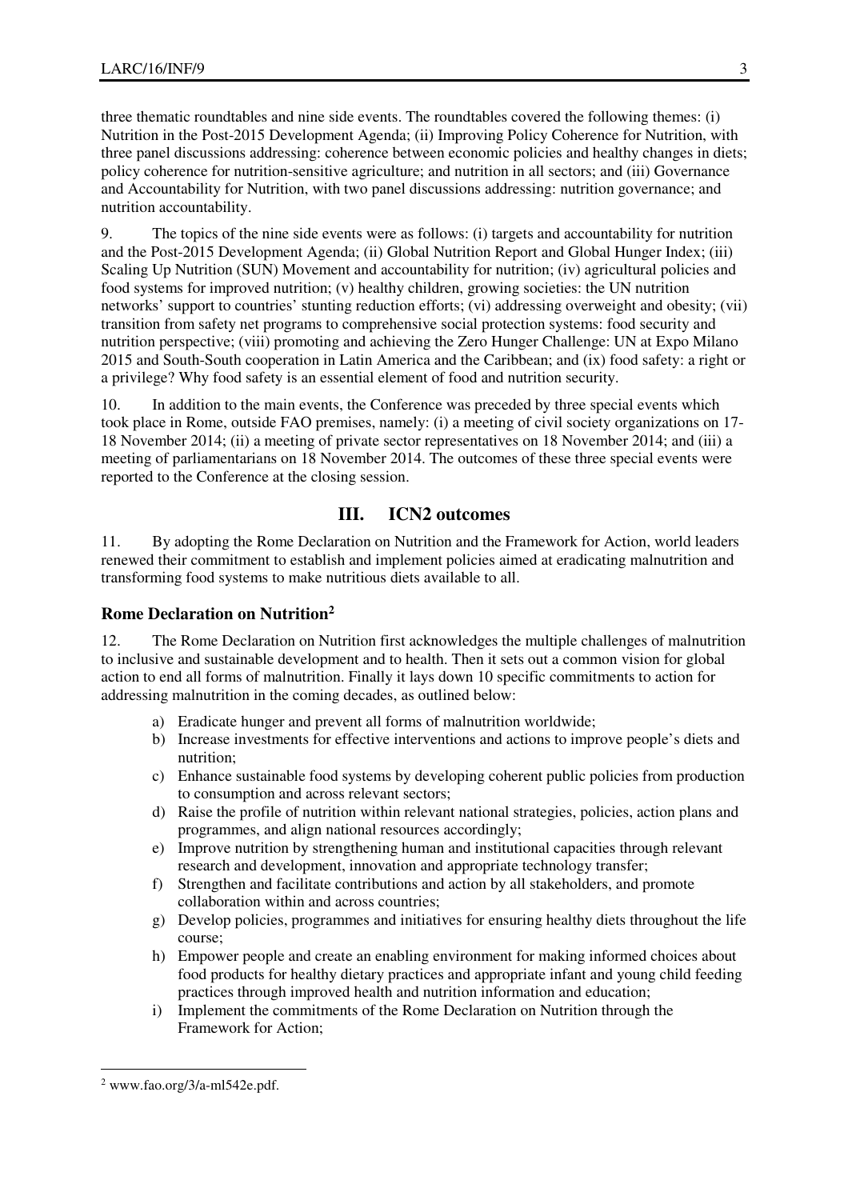three thematic roundtables and nine side events. The roundtables covered the following themes: (i) Nutrition in the Post-2015 Development Agenda; (ii) Improving Policy Coherence for Nutrition, with three panel discussions addressing: coherence between economic policies and healthy changes in diets; policy coherence for nutrition-sensitive agriculture; and nutrition in all sectors; and (iii) Governance and Accountability for Nutrition, with two panel discussions addressing: nutrition governance; and nutrition accountability.

9. The topics of the nine side events were as follows: (i) targets and accountability for nutrition and the Post-2015 Development Agenda; (ii) Global Nutrition Report and Global Hunger Index; (iii) Scaling Up Nutrition (SUN) Movement and accountability for nutrition; (iv) agricultural policies and food systems for improved nutrition; (v) healthy children, growing societies: the UN nutrition networks' support to countries' stunting reduction efforts; (vi) addressing overweight and obesity; (vii) transition from safety net programs to comprehensive social protection systems: food security and nutrition perspective; (viii) promoting and achieving the Zero Hunger Challenge: UN at Expo Milano 2015 and South-South cooperation in Latin America and the Caribbean; and (ix) food safety: a right or a privilege? Why food safety is an essential element of food and nutrition security.

10. In addition to the main events, the Conference was preceded by three special events which took place in Rome, outside FAO premises, namely: (i) a meeting of civil society organizations on 17-18 November 2014; (ii) a meeting of private sector representatives on 18 November 2014; and (iii) a meeting of parliamentarians on 18 November 2014. The outcomes of these three special events were reported to the Conference at the closing session.

## III. ICN2 outcomes

11. By adopting the Rome Declaration on Nutrition and the Framework for Action, world leaders renewed their commitment to establish and implement policies aimed at eradicating malnutrition and transforming food systems to make nutritious diets available to all.

### Rome Declaration on Nutrition[2]

12. The Rome Declaration on Nutrition first acknowledges the multiple challenges of malnutrition to inclusive and sustainable development and to health. Then it sets out a common vision for global action to end all forms of malnutrition. Finally it lays down 10 specific commitments to action for addressing malnutrition in the coming decades, as outlined below:

a) Eradicate hunger and prevent all forms of malnutrition worldwide;
b) Increase investments for effective interventions and actions to improve people's diets and nutrition;
c) Enhance sustainable food systems by developing coherent public policies from production to consumption and across relevant sectors;
d) Raise the profile of nutrition within relevant national strategies, policies, action plans and programmes, and align national resources accordingly;
e) Improve nutrition by strengthening human and institutional capacities through relevant research and development, innovation and appropriate technology transfer;
f) Strengthen and facilitate contributions and action by all stakeholders, and promote collaboration within and across countries;
g) Develop policies, programmes and initiatives for ensuring healthy diets throughout the life course;
h) Empower people and create an enabling environment for making informed choices about food products for healthy dietary practices and appropriate infant and young child feeding practices through improved health and nutrition information and education;
i) Implement the commitments of the Rome Declaration on Nutrition through the Framework for Action;

---

[2] www.fao.org/3/a-ml542e.pdf.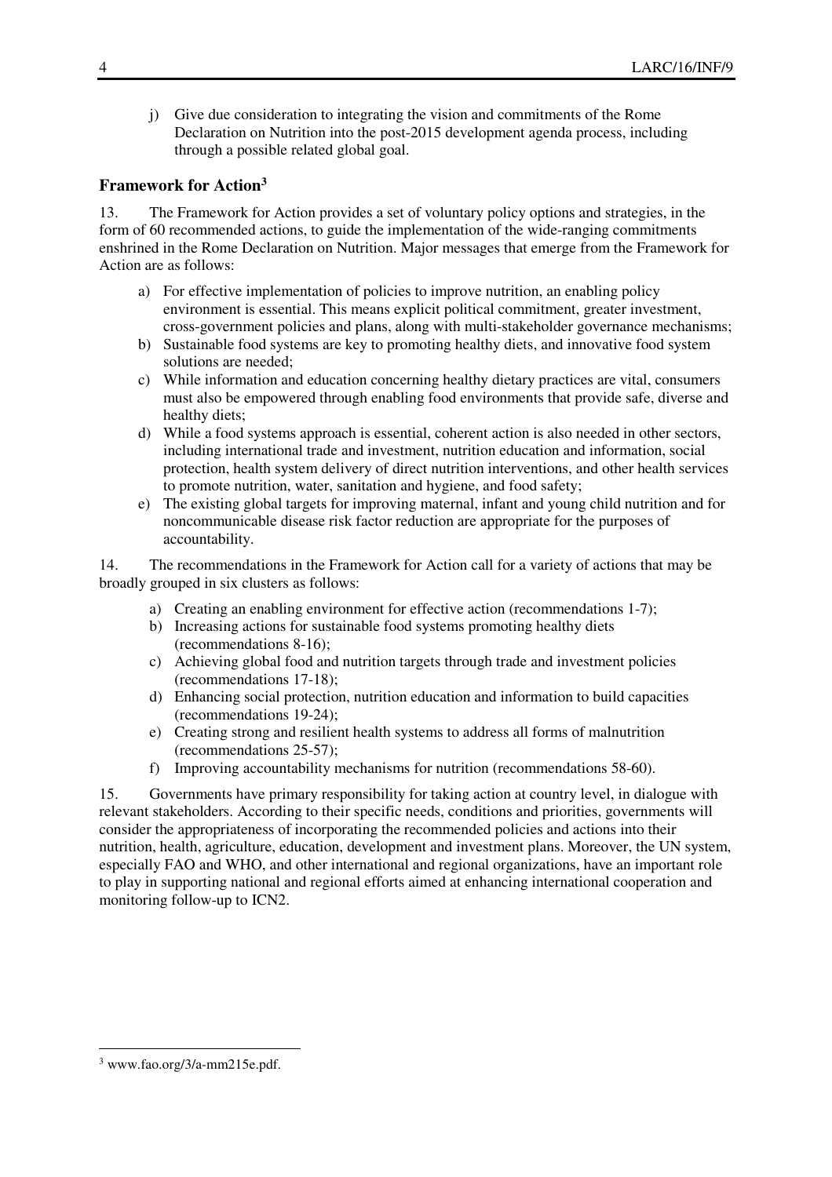j) Give due consideration to integrating the vision and commitments of the Rome Declaration on Nutrition into the post-2015 development agenda process, including through a possible related global goal.

## Framework for Action[3]

13. The Framework for Action provides a set of voluntary policy options and strategies, in the form of 60 recommended actions, to guide the implementation of the wide-ranging commitments enshrined in the Rome Declaration on Nutrition. Major messages that emerge from the Framework for Action are as follows:

a) For effective implementation of policies to improve nutrition, an enabling policy environment is essential. This means explicit political commitment, greater investment, cross-government policies and plans, along with multi-stakeholder governance mechanisms;
b) Sustainable food systems are key to promoting healthy diets, and innovative food system solutions are needed;
c) While information and education concerning healthy dietary practices are vital, consumers must also be empowered through enabling food environments that provide safe, diverse and healthy diets;
d) While a food systems approach is essential, coherent action is also needed in other sectors, including international trade and investment, nutrition education and information, social protection, health system delivery of direct nutrition interventions, and other health services to promote nutrition, water, sanitation and hygiene, and food safety;
e) The existing global targets for improving maternal, infant and young child nutrition and for noncommunicable disease risk factor reduction are appropriate for the purposes of accountability.

14. The recommendations in the Framework for Action call for a variety of actions that may be broadly grouped in six clusters as follows:

a) Creating an enabling environment for effective action (recommendations 1-7);
b) Increasing actions for sustainable food systems promoting healthy diets (recommendations 8-16);
c) Achieving global food and nutrition targets through trade and investment policies (recommendations 17-18);
d) Enhancing social protection, nutrition education and information to build capacities (recommendations 19-24);
e) Creating strong and resilient health systems to address all forms of malnutrition (recommendations 25-57);
f) Improving accountability mechanisms for nutrition (recommendations 58-60).

15. Governments have primary responsibility for taking action at country level, in dialogue with relevant stakeholders. According to their specific needs, conditions and priorities, governments will consider the appropriateness of incorporating the recommended policies and actions into their nutrition, health, agriculture, education, development and investment plans. Moreover, the UN system, especially FAO and WHO, and other international and regional organizations, have an important role to play in supporting national and regional efforts aimed at enhancing international cooperation and monitoring follow-up to ICN2.

---

[3] www.fao.org/3/a-mm215e.pdf.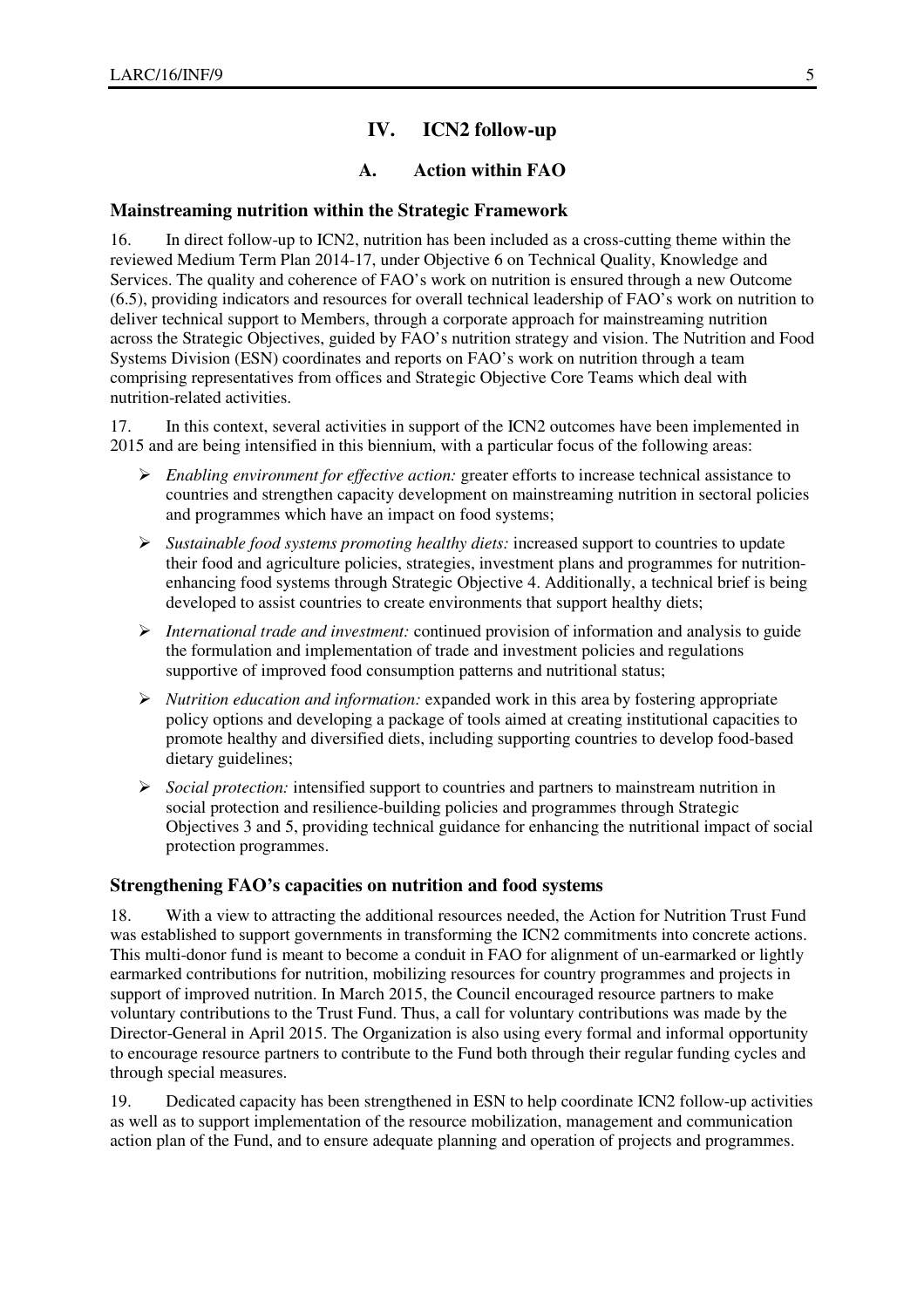## IV. ICN2 follow-up

### A. Action within FAO

**Mainstreaming nutrition within the Strategic Framework**

16. In direct follow-up to ICN2, nutrition has been included as a cross-cutting theme within the reviewed Medium Term Plan 2014-17, under Objective 6 on Technical Quality, Knowledge and Services. The quality and coherence of FAO's work on nutrition is ensured through a new Outcome (6.5), providing indicators and resources for overall technical leadership of FAO's work on nutrition to deliver technical support to Members, through a corporate approach for mainstreaming nutrition across the Strategic Objectives, guided by FAO's nutrition strategy and vision. The Nutrition and Food Systems Division (ESN) coordinates and reports on FAO's work on nutrition through a team comprising representatives from offices and Strategic Objective Core Teams which deal with nutrition-related activities.

17. In this context, several activities in support of the ICN2 outcomes have been implemented in 2015 and are being intensified in this biennium, with a particular focus of the following areas:

- *Enabling environment for effective action:* greater efforts to increase technical assistance to countries and strengthen capacity development on mainstreaming nutrition in sectoral policies and programmes which have an impact on food systems;
- *Sustainable food systems promoting healthy diets:* increased support to countries to update their food and agriculture policies, strategies, investment plans and programmes for nutrition-enhancing food systems through Strategic Objective 4. Additionally, a technical brief is being developed to assist countries to create environments that support healthy diets;
- *International trade and investment:* continued provision of information and analysis to guide the formulation and implementation of trade and investment policies and regulations supportive of improved food consumption patterns and nutritional status;
- *Nutrition education and information:* expanded work in this area by fostering appropriate policy options and developing a package of tools aimed at creating institutional capacities to promote healthy and diversified diets, including supporting countries to develop food-based dietary guidelines;
- *Social protection:* intensified support to countries and partners to mainstream nutrition in social protection and resilience-building policies and programmes through Strategic Objectives 3 and 5, providing technical guidance for enhancing the nutritional impact of social protection programmes.

**Strengthening FAO's capacities on nutrition and food systems**

18. With a view to attracting the additional resources needed, the Action for Nutrition Trust Fund was established to support governments in transforming the ICN2 commitments into concrete actions. This multi-donor fund is meant to become a conduit in FAO for alignment of un-earmarked or lightly earmarked contributions for nutrition, mobilizing resources for country programmes and projects in support of improved nutrition. In March 2015, the Council encouraged resource partners to make voluntary contributions to the Trust Fund. Thus, a call for voluntary contributions was made by the Director-General in April 2015. The Organization is also using every formal and informal opportunity to encourage resource partners to contribute to the Fund both through their regular funding cycles and through special measures.

19. Dedicated capacity has been strengthened in ESN to help coordinate ICN2 follow-up activities as well as to support implementation of the resource mobilization, management and communication action plan of the Fund, and to ensure adequate planning and operation of projects and programmes.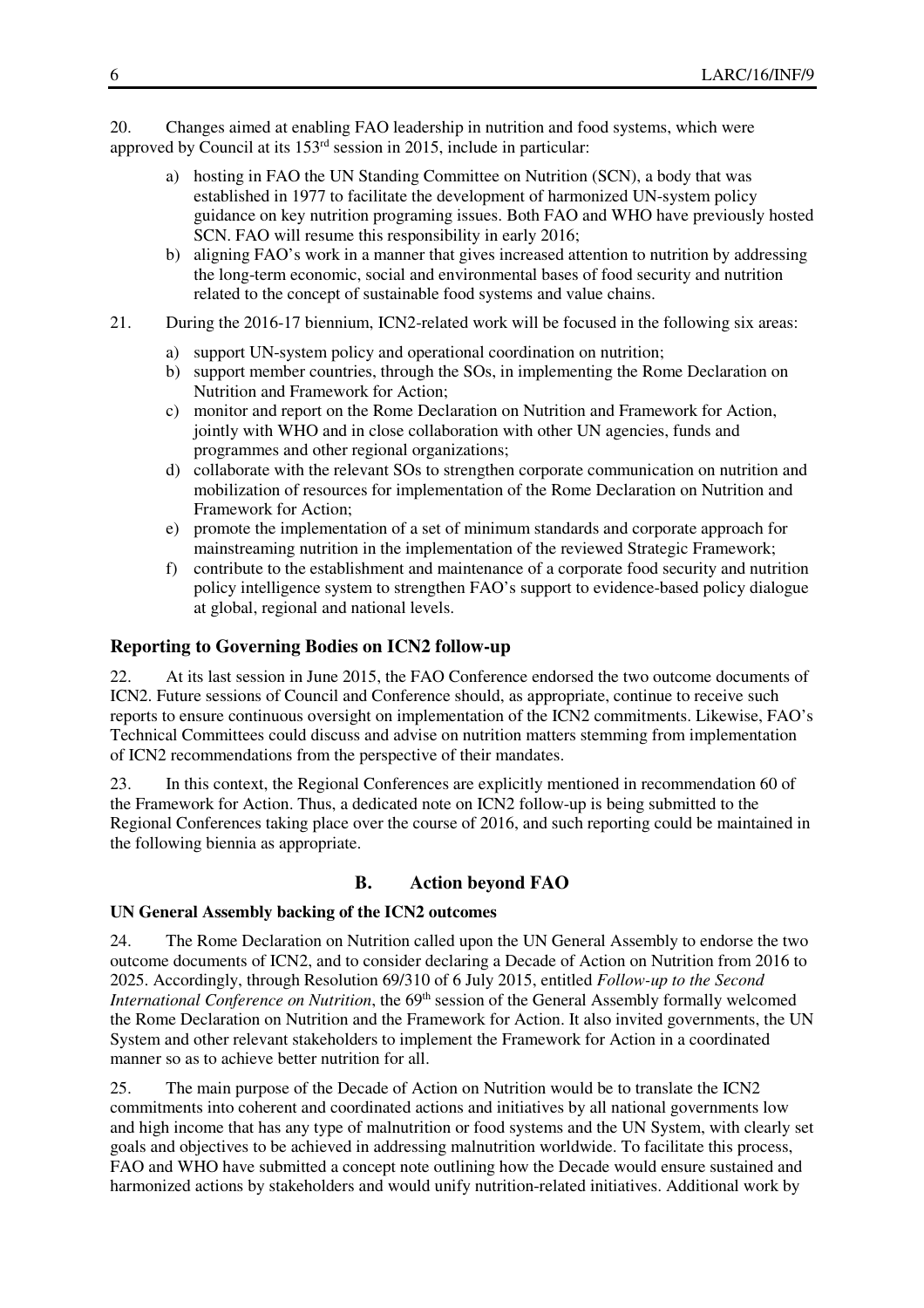20. Changes aimed at enabling FAO leadership in nutrition and food systems, which were approved by Council at its 153rd session in 2015, include in particular:

a) hosting in FAO the UN Standing Committee on Nutrition (SCN), a body that was established in 1977 to facilitate the development of harmonized UN-system policy guidance on key nutrition programing issues. Both FAO and WHO have previously hosted SCN. FAO will resume this responsibility in early 2016;

b) aligning FAO's work in a manner that gives increased attention to nutrition by addressing the long-term economic, social and environmental bases of food security and nutrition related to the concept of sustainable food systems and value chains.

21. During the 2016-17 biennium, ICN2-related work will be focused in the following six areas:

a) support UN-system policy and operational coordination on nutrition;

b) support member countries, through the SOs, in implementing the Rome Declaration on Nutrition and Framework for Action;

c) monitor and report on the Rome Declaration on Nutrition and Framework for Action, jointly with WHO and in close collaboration with other UN agencies, funds and programmes and other regional organizations;

d) collaborate with the relevant SOs to strengthen corporate communication on nutrition and mobilization of resources for implementation of the Rome Declaration on Nutrition and Framework for Action;

e) promote the implementation of a set of minimum standards and corporate approach for mainstreaming nutrition in the implementation of the reviewed Strategic Framework;

f) contribute to the establishment and maintenance of a corporate food security and nutrition policy intelligence system to strengthen FAO's support to evidence-based policy dialogue at global, regional and national levels.

### Reporting to Governing Bodies on ICN2 follow-up

22. At its last session in June 2015, the FAO Conference endorsed the two outcome documents of ICN2. Future sessions of Council and Conference should, as appropriate, continue to receive such reports to ensure continuous oversight on implementation of the ICN2 commitments. Likewise, FAO's Technical Committees could discuss and advise on nutrition matters stemming from implementation of ICN2 recommendations from the perspective of their mandates.

23. In this context, the Regional Conferences are explicitly mentioned in recommendation 60 of the Framework for Action. Thus, a dedicated note on ICN2 follow-up is being submitted to the Regional Conferences taking place over the course of 2016, and such reporting could be maintained in the following biennia as appropriate.

## B. Action beyond FAO

#### UN General Assembly backing of the ICN2 outcomes

24. The Rome Declaration on Nutrition called upon the UN General Assembly to endorse the two outcome documents of ICN2, and to consider declaring a Decade of Action on Nutrition from 2016 to 2025. Accordingly, through Resolution 69/310 of 6 July 2015, entitled *Follow-up to the Second International Conference on Nutrition*, the 69th session of the General Assembly formally welcomed the Rome Declaration on Nutrition and the Framework for Action. It also invited governments, the UN System and other relevant stakeholders to implement the Framework for Action in a coordinated manner so as to achieve better nutrition for all.

25. The main purpose of the Decade of Action on Nutrition would be to translate the ICN2 commitments into coherent and coordinated actions and initiatives by all national governments low and high income that has any type of malnutrition or food systems and the UN System, with clearly set goals and objectives to be achieved in addressing malnutrition worldwide. To facilitate this process, FAO and WHO have submitted a concept note outlining how the Decade would ensure sustained and harmonized actions by stakeholders and would unify nutrition-related initiatives. Additional work by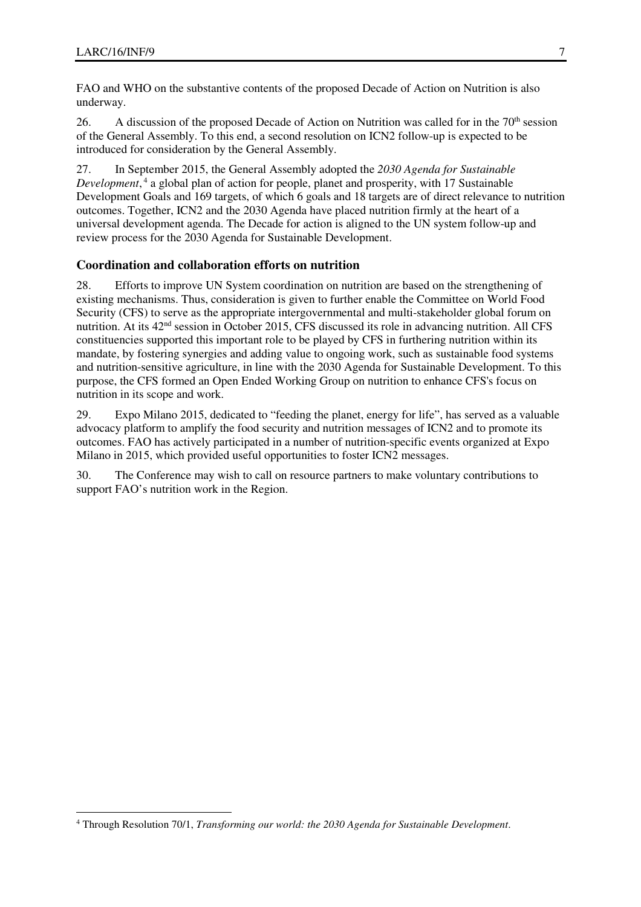FAO and WHO on the substantive contents of the proposed Decade of Action on Nutrition is also underway.

26. A discussion of the proposed Decade of Action on Nutrition was called for in the 70th session of the General Assembly. To this end, a second resolution on ICN2 follow-up is expected to be introduced for consideration by the General Assembly.

27. In September 2015, the General Assembly adopted the *2030 Agenda for Sustainable Development*,[4] a global plan of action for people, planet and prosperity, with 17 Sustainable Development Goals and 169 targets, of which 6 goals and 18 targets are of direct relevance to nutrition outcomes. Together, ICN2 and the 2030 Agenda have placed nutrition firmly at the heart of a universal development agenda. The Decade for action is aligned to the UN system follow-up and review process for the 2030 Agenda for Sustainable Development.

### Coordination and collaboration efforts on nutrition

28. Efforts to improve UN System coordination on nutrition are based on the strengthening of existing mechanisms. Thus, consideration is given to further enable the Committee on World Food Security (CFS) to serve as the appropriate intergovernmental and multi-stakeholder global forum on nutrition. At its 42nd session in October 2015, CFS discussed its role in advancing nutrition. All CFS constituencies supported this important role to be played by CFS in furthering nutrition within its mandate, by fostering synergies and adding value to ongoing work, such as sustainable food systems and nutrition-sensitive agriculture, in line with the 2030 Agenda for Sustainable Development. To this purpose, the CFS formed an Open Ended Working Group on nutrition to enhance CFS's focus on nutrition in its scope and work.

29. Expo Milano 2015, dedicated to "feeding the planet, energy for life", has served as a valuable advocacy platform to amplify the food security and nutrition messages of ICN2 and to promote its outcomes. FAO has actively participated in a number of nutrition-specific events organized at Expo Milano in 2015, which provided useful opportunities to foster ICN2 messages.

30. The Conference may wish to call on resource partners to make voluntary contributions to support FAO's nutrition work in the Region.

---

[4] Through Resolution 70/1, *Transforming our world: the 2030 Agenda for Sustainable Development*.